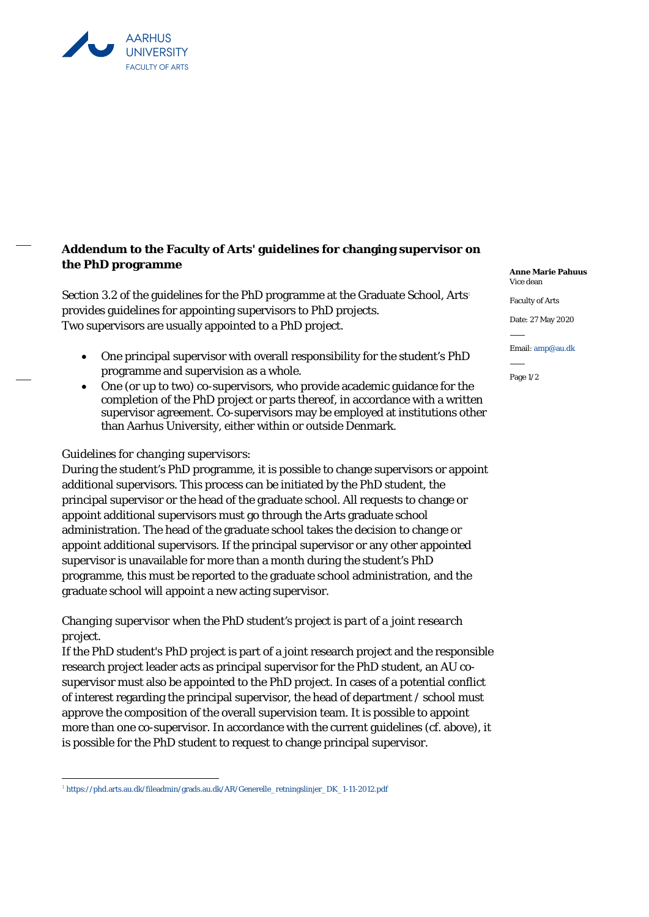AARHUS UNIVERSITY
FACULTY OF ARTS

**Anne Marie Pahuus**
Vice dean

Faculty of Arts

Date: 27 May 2020

Email: amp@au.dk

# Addendum to the Faculty of Arts' guidelines for changing supervisor on the PhD programme

Section 3.2 of the guidelines for the PhD programme at the Graduate School, Arts[1] provides guidelines for appointing supervisors to PhD projects.
Two supervisors are usually appointed to a PhD project.

- One principal supervisor with overall responsibility for the student's PhD programme and supervision as a whole.
- One (or up to two) co-supervisors, who provide academic guidance for the completion of the PhD project or parts thereof, in accordance with a written supervisor agreement. Co-supervisors may be employed at institutions other than Aarhus University, either within or outside Denmark.

*Guidelines for changing supervisors:*
During the student's PhD programme, it is possible to change supervisors or appoint additional supervisors. This process can be initiated by the PhD student, the principal supervisor or the head of the graduate school. All requests to change or appoint additional supervisors must go through the Arts graduate school administration. The head of the graduate school takes the decision to change or appoint additional supervisors. If the principal supervisor or any other appointed supervisor is unavailable for more than a month during the student's PhD programme, this must be reported to the graduate school administration, and the graduate school will appoint a new acting supervisor.

*Changing supervisor when the PhD student's project is part of a joint research project.*
If the PhD student's PhD project is part of a joint research project and the responsible research project leader acts as principal supervisor for the PhD student, an AU co-supervisor must also be appointed to the PhD project. In cases of a potential conflict of interest regarding the principal supervisor, the head of department / school must approve the composition of the overall supervision team. It is possible to appoint more than one co-supervisor. In accordance with the current guidelines (cf. above), it is possible for the PhD student to request to change principal supervisor.

---

[1] https://phd.arts.au.dk/fileadmin/grads.au.dk/AR/Generelle_retningslinjer_DK_1-11-2012.pdf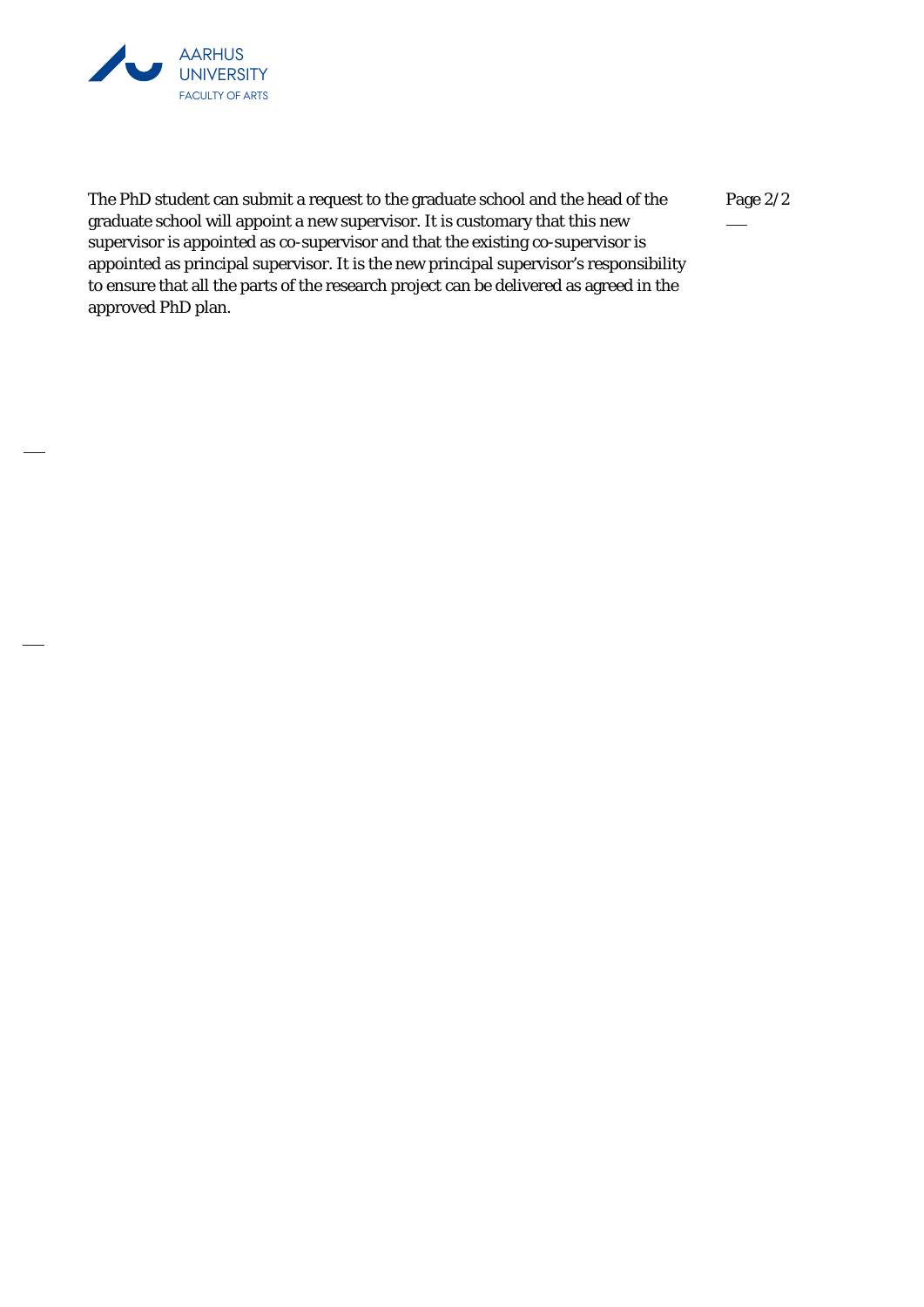The PhD student can submit a request to the graduate school and the head of the graduate school will appoint a new supervisor. It is customary that this new supervisor is appointed as co-supervisor and that the existing co-supervisor is appointed as principal supervisor. It is the new principal supervisor's responsibility to ensure that all the parts of the research project can be delivered as agreed in the approved PhD plan.